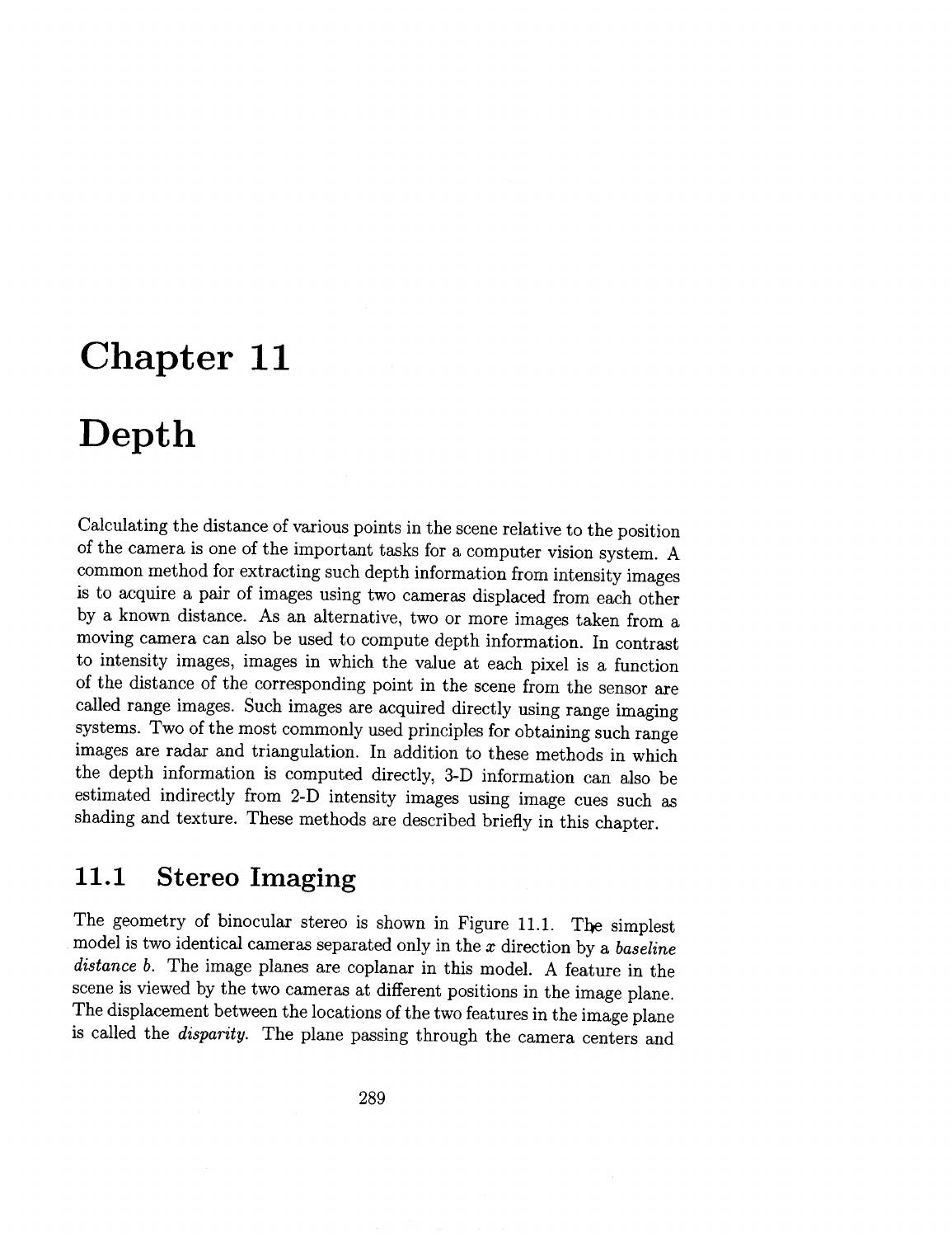# Chapter 11

# Depth

Calculating the distance of various points in the scene relative to the position of the camera is one of the important tasks for a computer vision system. A common method for extracting such depth information from intensity images is to acquire a pair of images using two cameras displaced from each other by a known distance. As an alternative, two or more images taken from a moving camera can also be used to compute depth information. In contrast to intensity images, images in which the value at each pixel is a function of the distance of the corresponding point in the scene from the sensor are called range images. Such images are acquired directly using range imaging systems. Two of the most commonly used principles for obtaining such range images are radar and triangulation. In addition to these methods in which the depth information is computed directly, 3-D information can also be estimated indirectly from 2-D intensity images using image cues such as shading and texture. These methods are described briefly in this chapter.

## 11.1 Stereo Imaging

The geometry of binocular stereo is shown in Figure 11.1. The simplest model is two identical cameras separated only in the $x$ direction by a *baseline distance* $b$. The image planes are coplanar in this model. A feature in the scene is viewed by the two cameras at different positions in the image plane. The displacement between the locations of the two features in the image plane is called the *disparity*. The plane passing through the camera centers and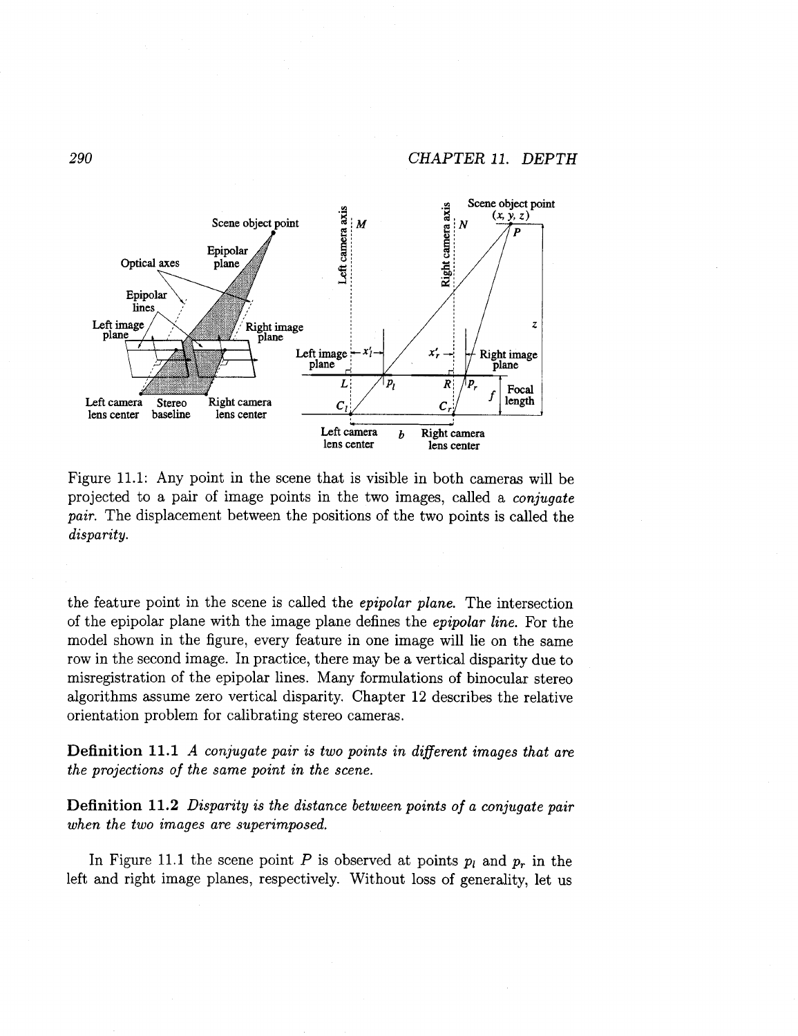Figure 11.1: Any point in the scene that is visible in both cameras will be projected to a pair of image points in the two images, called a *conjugate pair*. The displacement between the positions of the two points is called the *disparity*.

the feature point in the scene is called the *epipolar plane*. The intersection of the epipolar plane with the image plane defines the *epipolar line*. For the model shown in the figure, every feature in one image will lie on the same row in the second image. In practice, there may be a vertical disparity due to misregistration of the epipolar lines. Many formulations of binocular stereo algorithms assume zero vertical disparity. Chapter 12 describes the relative orientation problem for calibrating stereo cameras.

**Definition 11.1** *A conjugate pair is two points in different images that are the projections of the same point in the scene.*

**Definition 11.2** *Disparity is the distance between points of a conjugate pair when the two images are superimposed.*

In Figure 11.1 the scene point $P$ is observed at points $p_l$ and $p_r$ in the left and right image planes, respectively. Without loss of generality, let us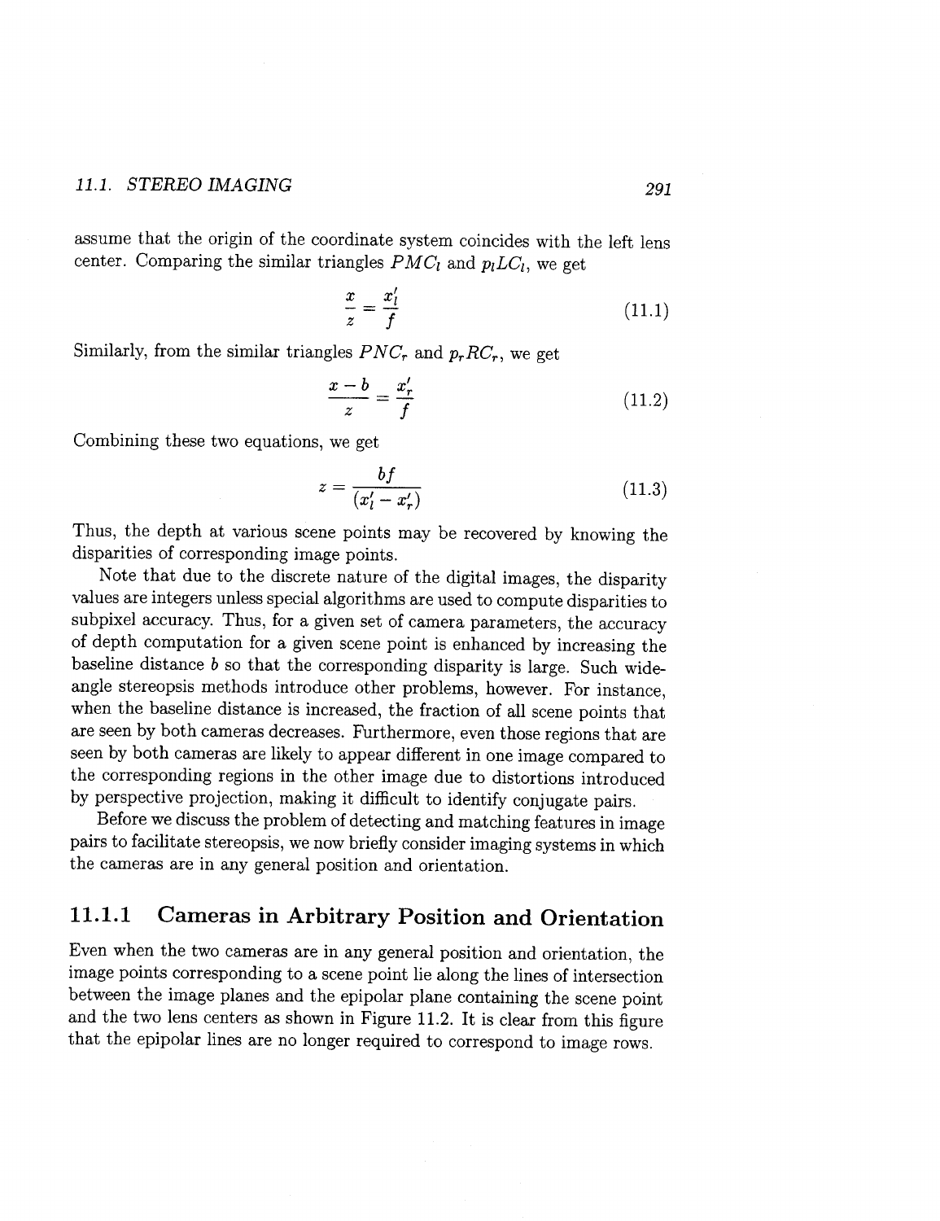assume that the origin of the coordinate system coincides with the left lens center. Comparing the similar triangles $PMC_l$ and $p_lLC_l$, we get

$$\frac{x}{z} = \frac{x_l'}{f} \tag{11.1}$$

Similarly, from the similar triangles $PNC_r$ and $p_rRC_r$, we get

$$\frac{x-b}{z} = \frac{x_r'}{f} \tag{11.2}$$

Combining these two equations, we get

$$z = \frac{bf}{(x_l' - x_r')} \tag{11.3}$$

Thus, the depth at various scene points may be recovered by knowing the disparities of corresponding image points.

Note that due to the discrete nature of the digital images, the disparity values are integers unless special algorithms are used to compute disparities to subpixel accuracy. Thus, for a given set of camera parameters, the accuracy of depth computation for a given scene point is enhanced by increasing the baseline distance $b$ so that the corresponding disparity is large. Such wide-angle stereopsis methods introduce other problems, however. For instance, when the baseline distance is increased, the fraction of all scene points that are seen by both cameras decreases. Furthermore, even those regions that are seen by both cameras are likely to appear different in one image compared to the corresponding regions in the other image due to distortions introduced by perspective projection, making it difficult to identify conjugate pairs.

Before we discuss the problem of detecting and matching features in image pairs to facilitate stereopsis, we now briefly consider imaging systems in which the cameras are in any general position and orientation.

### 11.1.1 Cameras in Arbitrary Position and Orientation

Even when the two cameras are in any general position and orientation, the image points corresponding to a scene point lie along the lines of intersection between the image planes and the epipolar plane containing the scene point and the two lens centers as shown in Figure 11.2. It is clear from this figure that the epipolar lines are no longer required to correspond to image rows.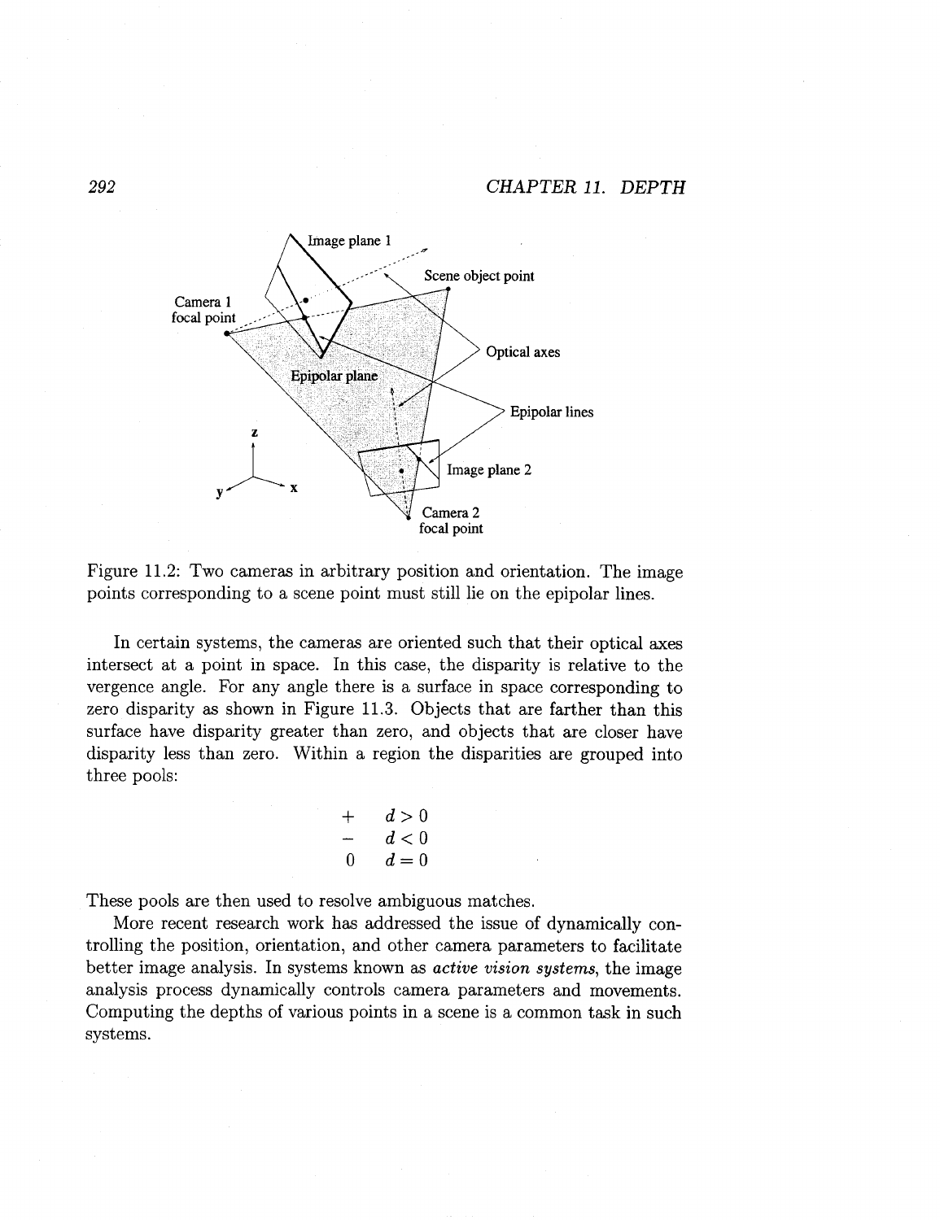Figure 11.2: Two cameras in arbitrary position and orientation. The image points corresponding to a scene point must still lie on the epipolar lines.

In certain systems, the cameras are oriented such that their optical axes intersect at a point in space. In this case, the disparity is relative to the vergence angle. For any angle there is a surface in space corresponding to zero disparity as shown in Figure 11.3. Objects that are farther than this surface have disparity greater than zero, and objects that are closer have disparity less than zero. Within a region the disparities are grouped into three pools:

$$
\begin{array}{cl}
+ & d > 0 \\
- & d < 0 \\
0 & d = 0
\end{array}
$$

These pools are then used to resolve ambiguous matches.

More recent research work has addressed the issue of dynamically controlling the position, orientation, and other camera parameters to facilitate better image analysis. In systems known as *active vision systems*, the image analysis process dynamically controls camera parameters and movements. Computing the depths of various points in a scene is a common task in such systems.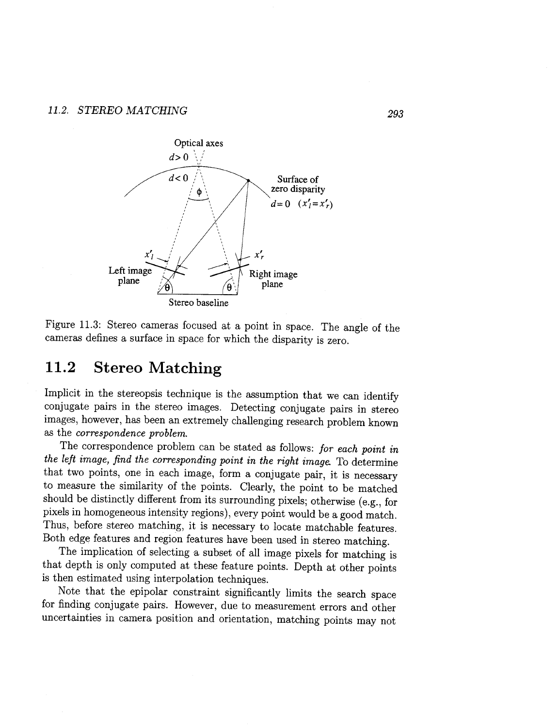Figure 11.3: Stereo cameras focused at a point in space. The angle of the cameras defines a surface in space for which the disparity is zero.

## 11.2 Stereo Matching

Implicit in the stereopsis technique is the assumption that we can identify conjugate pairs in the stereo images. Detecting conjugate pairs in stereo images, however, has been an extremely challenging research problem known as the *correspondence problem.*

The correspondence problem can be stated as follows: *for each point in the left image, find the corresponding point in the right image.* To determine that two points, one in each image, form a conjugate pair, it is necessary to measure the similarity of the points. Clearly, the point to be matched should be distinctly different from its surrounding pixels; otherwise (e.g., for pixels in homogeneous intensity regions), every point would be a good match. Thus, before stereo matching, it is necessary to locate matchable features. Both edge features and region features have been used in stereo matching.

The implication of selecting a subset of all image pixels for matching is that depth is only computed at these feature points. Depth at other points is then estimated using interpolation techniques.

Note that the epipolar constraint significantly limits the search space for finding conjugate pairs. However, due to measurement errors and other uncertainties in camera position and orientation, matching points may not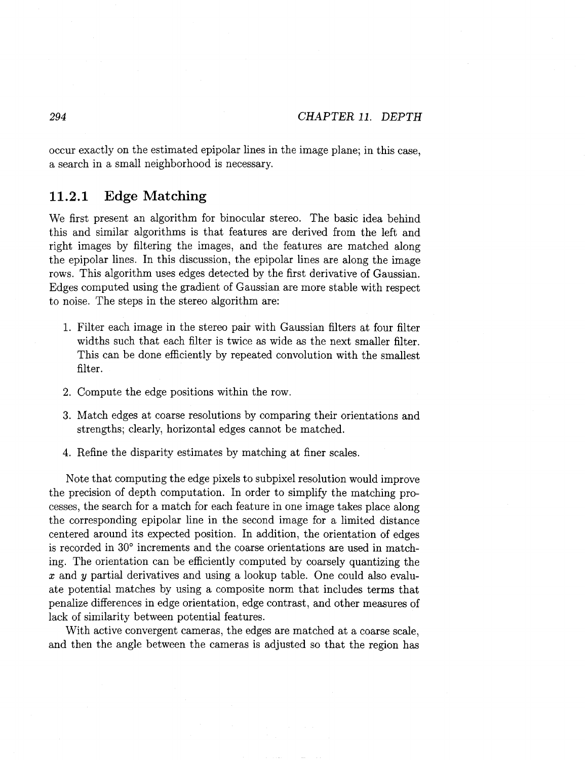occur exactly on the estimated epipolar lines in the image plane; in this case, a search in a small neighborhood is necessary.

### 11.2.1 Edge Matching

We first present an algorithm for binocular stereo. The basic idea behind this and similar algorithms is that features are derived from the left and right images by filtering the images, and the features are matched along the epipolar lines. In this discussion, the epipolar lines are along the image rows. This algorithm uses edges detected by the first derivative of Gaussian. Edges computed using the gradient of Gaussian are more stable with respect to noise. The steps in the stereo algorithm are:

1. Filter each image in the stereo pair with Gaussian filters at four filter widths such that each filter is twice as wide as the next smaller filter. This can be done efficiently by repeated convolution with the smallest filter.

2. Compute the edge positions within the row.

3. Match edges at coarse resolutions by comparing their orientations and strengths; clearly, horizontal edges cannot be matched.

4. Refine the disparity estimates by matching at finer scales.

Note that computing the edge pixels to subpixel resolution would improve the precision of depth computation. In order to simplify the matching processes, the search for a match for each feature in one image takes place along the corresponding epipolar line in the second image for a limited distance centered around its expected position. In addition, the orientation of edges is recorded in 30° increments and the coarse orientations are used in matching. The orientation can be efficiently computed by coarsely quantizing the $x$ and $y$ partial derivatives and using a lookup table. One could also evaluate potential matches by using a composite norm that includes terms that penalize differences in edge orientation, edge contrast, and other measures of lack of similarity between potential features.

With active convergent cameras, the edges are matched at a coarse scale, and then the angle between the cameras is adjusted so that the region has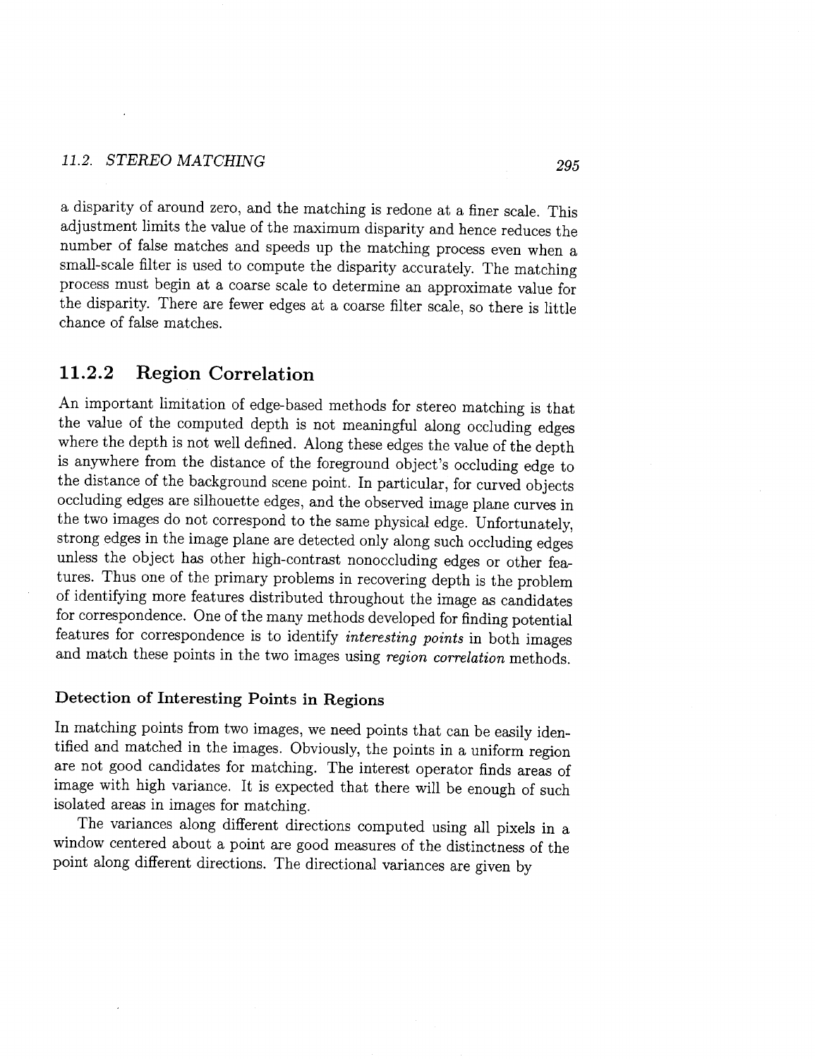a disparity of around zero, and the matching is redone at a finer scale. This adjustment limits the value of the maximum disparity and hence reduces the number of false matches and speeds up the matching process even when a small-scale filter is used to compute the disparity accurately. The matching process must begin at a coarse scale to determine an approximate value for the disparity. There are fewer edges at a coarse filter scale, so there is little chance of false matches.

## 11.2.2 Region Correlation

An important limitation of edge-based methods for stereo matching is that the value of the computed depth is not meaningful along occluding edges where the depth is not well defined. Along these edges the value of the depth is anywhere from the distance of the foreground object's occluding edge to the distance of the background scene point. In particular, for curved objects occluding edges are silhouette edges, and the observed image plane curves in the two images do not correspond to the same physical edge. Unfortunately, strong edges in the image plane are detected only along such occluding edges unless the object has other high-contrast nonoccluding edges or other features. Thus one of the primary problems in recovering depth is the problem of identifying more features distributed throughout the image as candidates for correspondence. One of the many methods developed for finding potential features for correspondence is to identify *interesting points* in both images and match these points in the two images using *region correlation* methods.

### Detection of Interesting Points in Regions

In matching points from two images, we need points that can be easily identified and matched in the images. Obviously, the points in a uniform region are not good candidates for matching. The interest operator finds areas of image with high variance. It is expected that there will be enough of such isolated areas in images for matching.

The variances along different directions computed using all pixels in a window centered about a point are good measures of the distinctness of the point along different directions. The directional variances are given by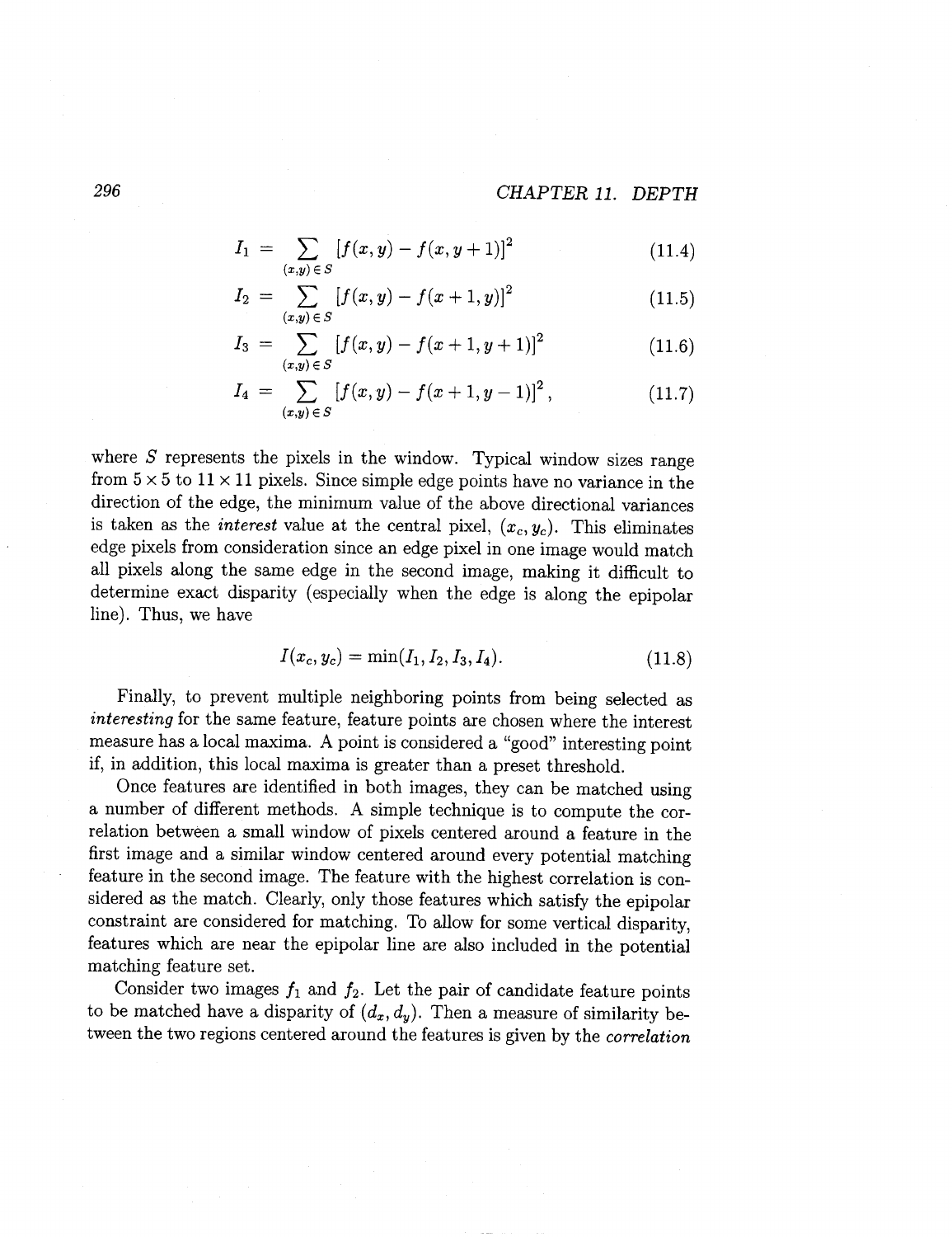$$I_1 = \sum_{(x,y) \in S} [f(x,y) - f(x,y+1)]^2 \tag{11.4}$$

$$I_2 = \sum_{(x,y) \in S} [f(x,y) - f(x+1,y)]^2 \tag{11.5}$$

$$I_3 = \sum_{(x,y) \in S} [f(x,y) - f(x+1,y+1)]^2 \tag{11.6}$$

$$I_4 = \sum_{(x,y) \in S} [f(x,y) - f(x+1,y-1)]^2, \tag{11.7}$$

where $S$ represents the pixels in the window. Typical window sizes range from $5 \times 5$ to $11 \times 11$ pixels. Since simple edge points have no variance in the direction of the edge, the minimum value of the above directional variances is taken as the *interest* value at the central pixel, $(x_c, y_c)$. This eliminates edge pixels from consideration since an edge pixel in one image would match all pixels along the same edge in the second image, making it difficult to determine exact disparity (especially when the edge is along the epipolar line). Thus, we have

$$I(x_c, y_c) = \min(I_1, I_2, I_3, I_4). \tag{11.8}$$

Finally, to prevent multiple neighboring points from being selected as *interesting* for the same feature, feature points are chosen where the interest measure has a local maxima. A point is considered a "good" interesting point if, in addition, this local maxima is greater than a preset threshold.

Once features are identified in both images, they can be matched using a number of different methods. A simple technique is to compute the correlation between a small window of pixels centered around a feature in the first image and a similar window centered around every potential matching feature in the second image. The feature with the highest correlation is considered as the match. Clearly, only those features which satisfy the epipolar constraint are considered for matching. To allow for some vertical disparity, features which are near the epipolar line are also included in the potential matching feature set.

Consider two images $f_1$ and $f_2$. Let the pair of candidate feature points to be matched have a disparity of $(d_x, d_y)$. Then a measure of similarity between the two regions centered around the features is given by the *correlation*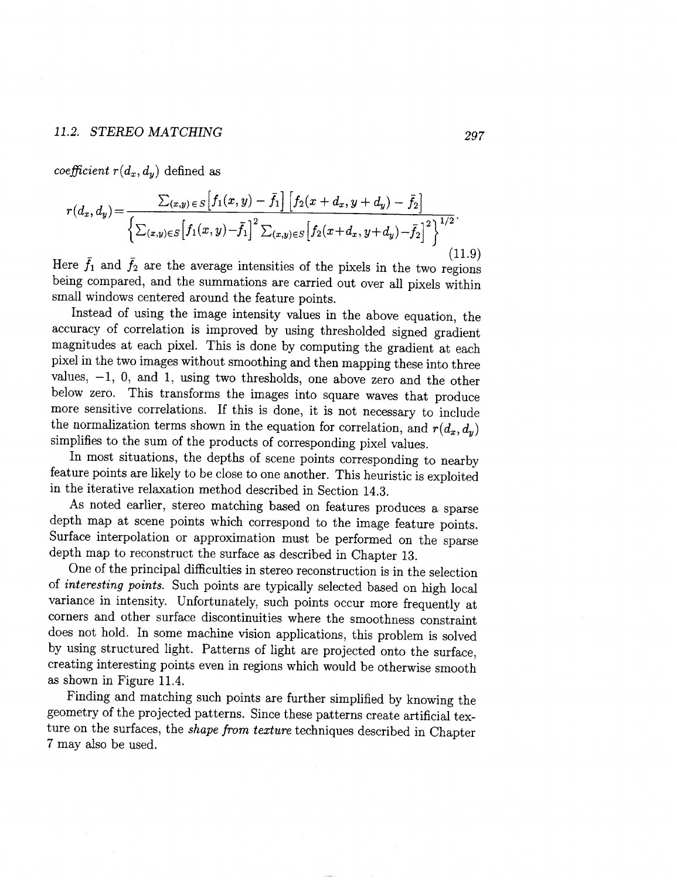*coefficient* $r(d_x, d_y)$ defined as

$$r(d_x, d_y) = \frac{\sum_{(x,y) \in S} \left[ f_1(x,y) - \bar{f}_1 \right] \left[ f_2(x + d_x, y + d_y) - \bar{f}_2 \right]}{\left\{ \sum_{(x,y) \in S} \left[ f_1(x,y) - \bar{f}_1 \right]^2 \sum_{(x,y) \in S} \left[ f_2(x + d_x, y + d_y) - \bar{f}_2 \right]^2 \right\}^{1/2}}. \tag{11.9}$$

Here $\bar{f}_1$ and $\bar{f}_2$ are the average intensities of the pixels in the two regions being compared, and the summations are carried out over all pixels within small windows centered around the feature points.

Instead of using the image intensity values in the above equation, the accuracy of correlation is improved by using thresholded signed gradient magnitudes at each pixel. This is done by computing the gradient at each pixel in the two images without smoothing and then mapping these into three values, $-1$, $0$, and $1$, using two thresholds, one above zero and the other below zero. This transforms the images into square waves that produce more sensitive correlations. If this is done, it is not necessary to include the normalization terms shown in the equation for correlation, and $r(d_x, d_y)$ simplifies to the sum of the products of corresponding pixel values.

In most situations, the depths of scene points corresponding to nearby feature points are likely to be close to one another. This heuristic is exploited in the iterative relaxation method described in Section 14.3.

As noted earlier, stereo matching based on features produces a sparse depth map at scene points which correspond to the image feature points. Surface interpolation or approximation must be performed on the sparse depth map to reconstruct the surface as described in Chapter 13.

One of the principal difficulties in stereo reconstruction is in the selection of *interesting points*. Such points are typically selected based on high local variance in intensity. Unfortunately, such points occur more frequently at corners and other surface discontinuities where the smoothness constraint does not hold. In some machine vision applications, this problem is solved by using structured light. Patterns of light are projected onto the surface, creating interesting points even in regions which would be otherwise smooth as shown in Figure 11.4.

Finding and matching such points are further simplified by knowing the geometry of the projected patterns. Since these patterns create artificial texture on the surfaces, the *shape from texture* techniques described in Chapter 7 may also be used.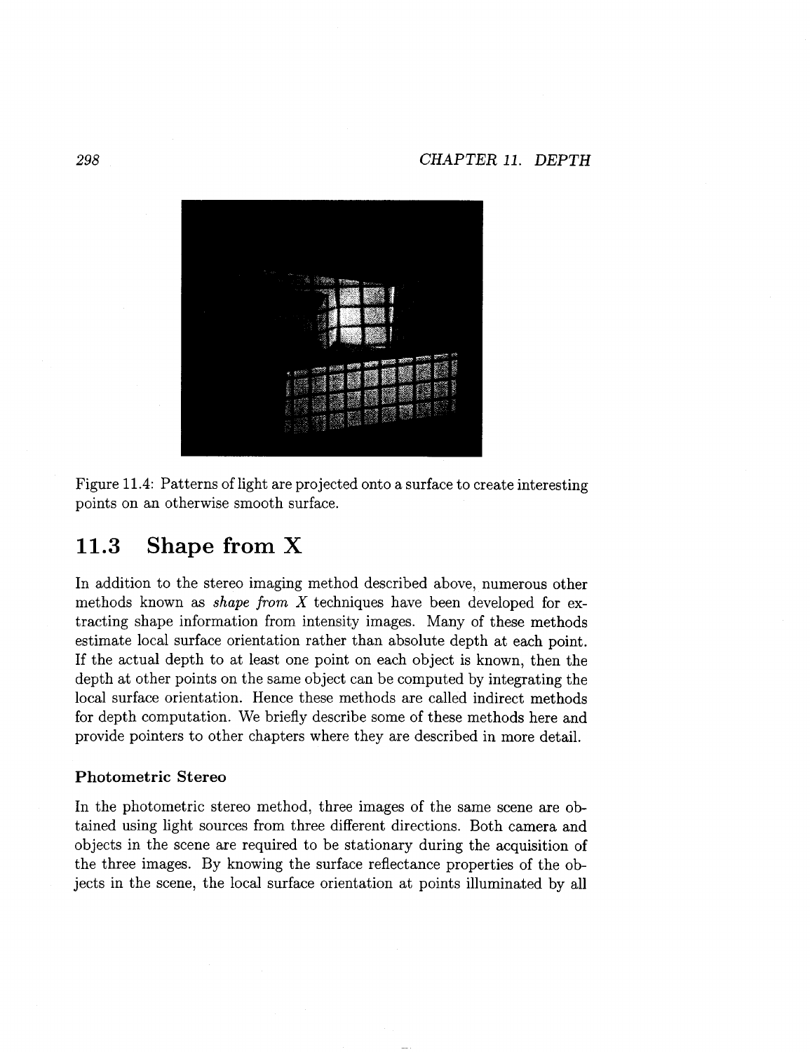Figure 11.4: Patterns of light are projected onto a surface to create interesting points on an otherwise smooth surface.

## 11.3 Shape from X

In addition to the stereo imaging method described above, numerous other methods known as *shape from X* techniques have been developed for extracting shape information from intensity images. Many of these methods estimate local surface orientation rather than absolute depth at each point. If the actual depth to at least one point on each object is known, then the depth at other points on the same object can be computed by integrating the local surface orientation. Hence these methods are called indirect methods for depth computation. We briefly describe some of these methods here and provide pointers to other chapters where they are described in more detail.

### Photometric Stereo

In the photometric stereo method, three images of the same scene are obtained using light sources from three different directions. Both camera and objects in the scene are required to be stationary during the acquisition of the three images. By knowing the surface reflectance properties of the objects in the scene, the local surface orientation at points illuminated by all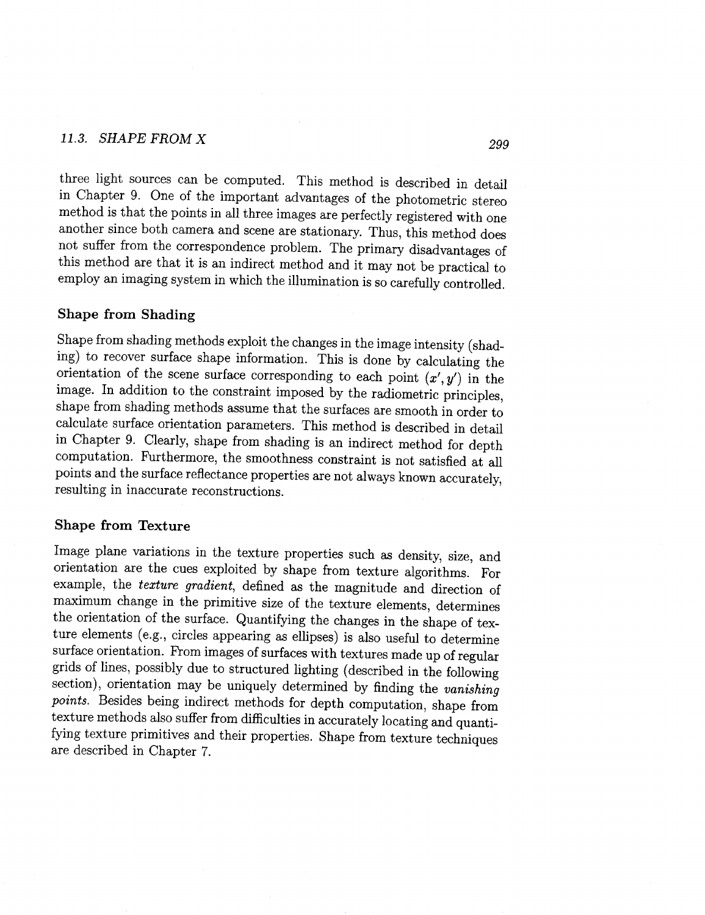three light sources can be computed. This method is described in detail in Chapter 9. One of the important advantages of the photometric stereo method is that the points in all three images are perfectly registered with one another since both camera and scene are stationary. Thus, this method does not suffer from the correspondence problem. The primary disadvantages of this method are that it is an indirect method and it may not be practical to employ an imaging system in which the illumination is so carefully controlled.

### Shape from Shading

Shape from shading methods exploit the changes in the image intensity (shading) to recover surface shape information. This is done by calculating the orientation of the scene surface corresponding to each point $(x', y')$ in the image. In addition to the constraint imposed by the radiometric principles, shape from shading methods assume that the surfaces are smooth in order to calculate surface orientation parameters. This method is described in detail in Chapter 9. Clearly, shape from shading is an indirect method for depth computation. Furthermore, the smoothness constraint is not satisfied at all points and the surface reflectance properties are not always known accurately, resulting in inaccurate reconstructions.

### Shape from Texture

Image plane variations in the texture properties such as density, size, and orientation are the cues exploited by shape from texture algorithms. For example, the *texture gradient*, defined as the magnitude and direction of maximum change in the primitive size of the texture elements, determines the orientation of the surface. Quantifying the changes in the shape of texture elements (e.g., circles appearing as ellipses) is also useful to determine surface orientation. From images of surfaces with textures made up of regular grids of lines, possibly due to structured lighting (described in the following section), orientation may be uniquely determined by finding the *vanishing points*. Besides being indirect methods for depth computation, shape from texture methods also suffer from difficulties in accurately locating and quantifying texture primitives and their properties. Shape from texture techniques are described in Chapter 7.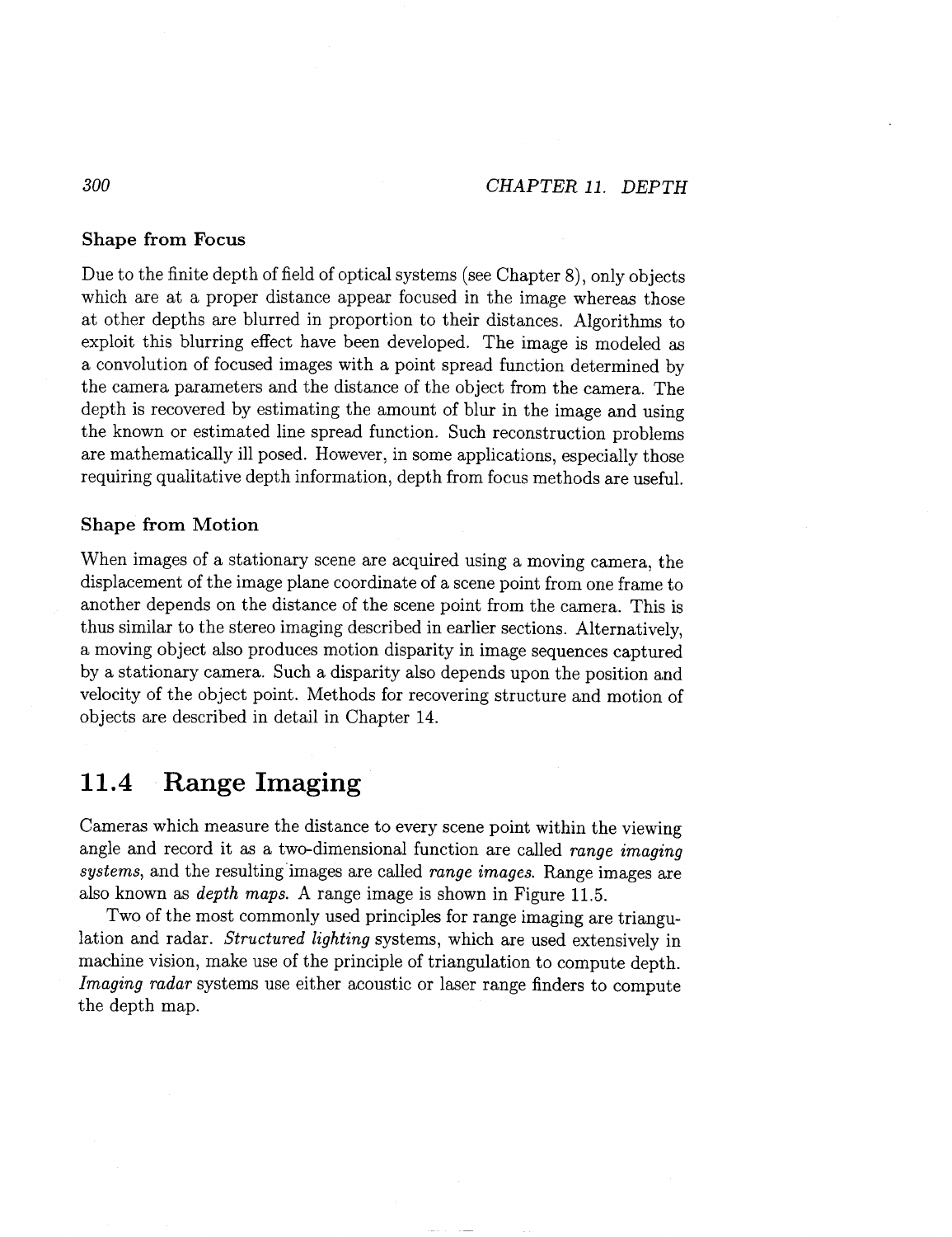### Shape from Focus

Due to the finite depth of field of optical systems (see Chapter 8), only objects which are at a proper distance appear focused in the image whereas those at other depths are blurred in proportion to their distances. Algorithms to exploit this blurring effect have been developed. The image is modeled as a convolution of focused images with a point spread function determined by the camera parameters and the distance of the object from the camera. The depth is recovered by estimating the amount of blur in the image and using the known or estimated line spread function. Such reconstruction problems are mathematically ill posed. However, in some applications, especially those requiring qualitative depth information, depth from focus methods are useful.

### Shape from Motion

When images of a stationary scene are acquired using a moving camera, the displacement of the image plane coordinate of a scene point from one frame to another depends on the distance of the scene point from the camera. This is thus similar to the stereo imaging described in earlier sections. Alternatively, a moving object also produces motion disparity in image sequences captured by a stationary camera. Such a disparity also depends upon the position and velocity of the object point. Methods for recovering structure and motion of objects are described in detail in Chapter 14.

## 11.4 Range Imaging

Cameras which measure the distance to every scene point within the viewing angle and record it as a two-dimensional function are called *range imaging systems*, and the resulting images are called *range images*. Range images are also known as *depth maps*. A range image is shown in Figure 11.5.

Two of the most commonly used principles for range imaging are triangulation and radar. *Structured lighting* systems, which are used extensively in machine vision, make use of the principle of triangulation to compute depth. *Imaging radar* systems use either acoustic or laser range finders to compute the depth map.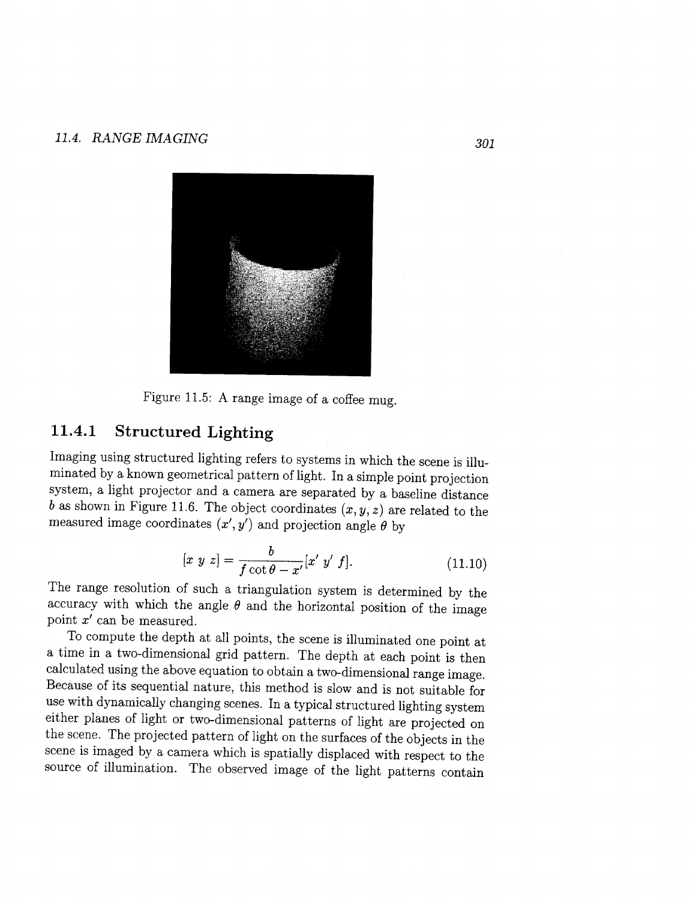Figure 11.5: A range image of a coffee mug.

### 11.4.1 Structured Lighting

Imaging using structured lighting refers to systems in which the scene is illuminated by a known geometrical pattern of light. In a simple point projection system, a light projector and a camera are separated by a baseline distance $b$ as shown in Figure 11.6. The object coordinates $(x, y, z)$ are related to the measured image coordinates $(x', y')$ and projection angle $\theta$ by

$$[x\ y\ z] = \frac{b}{f \cot\theta - x'}[x'\ y'\ f]. \tag{11.10}$$

The range resolution of such a triangulation system is determined by the accuracy with which the angle $\theta$ and the horizontal position of the image point $x'$ can be measured.

To compute the depth at all points, the scene is illuminated one point at a time in a two-dimensional grid pattern. The depth at each point is then calculated using the above equation to obtain a two-dimensional range image. Because of its sequential nature, this method is slow and is not suitable for use with dynamically changing scenes. In a typical structured lighting system either planes of light or two-dimensional patterns of light are projected on the scene. The projected pattern of light on the surfaces of the objects in the scene is imaged by a camera which is spatially displaced with respect to the source of illumination. The observed image of the light patterns contain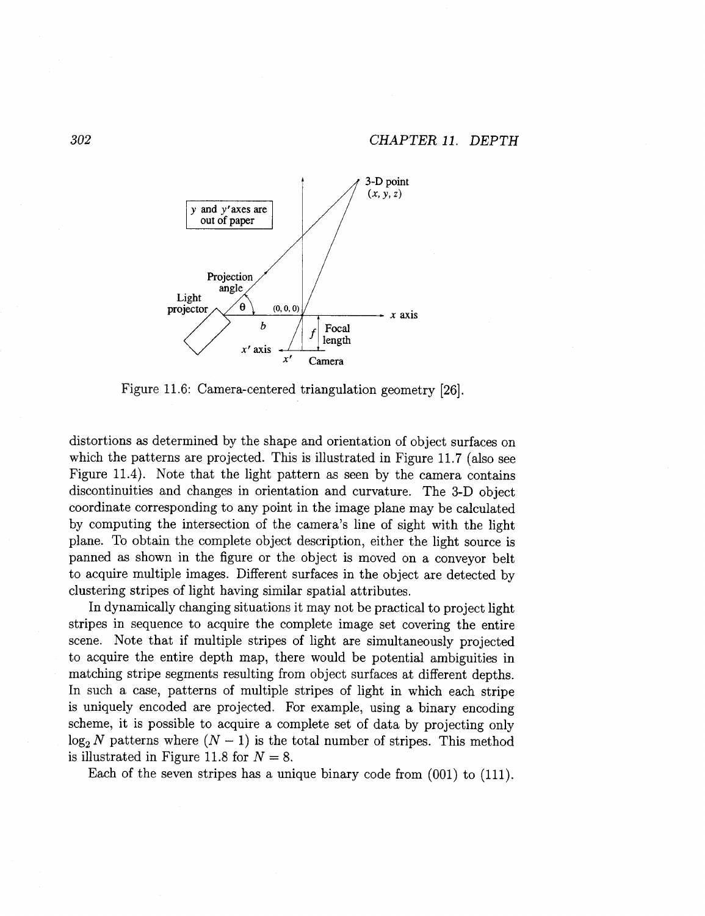Figure 11.6: Camera-centered triangulation geometry [26].

distortions as determined by the shape and orientation of object surfaces on which the patterns are projected. This is illustrated in Figure 11.7 (also see Figure 11.4). Note that the light pattern as seen by the camera contains discontinuities and changes in orientation and curvature. The 3-D object coordinate corresponding to any point in the image plane may be calculated by computing the intersection of the camera's line of sight with the light plane. To obtain the complete object description, either the light source is panned as shown in the figure or the object is moved on a conveyor belt to acquire multiple images. Different surfaces in the object are detected by clustering stripes of light having similar spatial attributes.

In dynamically changing situations it may not be practical to project light stripes in sequence to acquire the complete image set covering the entire scene. Note that if multiple stripes of light are simultaneously projected to acquire the entire depth map, there would be potential ambiguities in matching stripe segments resulting from object surfaces at different depths. In such a case, patterns of multiple stripes of light in which each stripe is uniquely encoded are projected. For example, using a binary encoding scheme, it is possible to acquire a complete set of data by projecting only $\log_2 N$ patterns where $(N - 1)$ is the total number of stripes. This method is illustrated in Figure 11.8 for $N = 8$.

Each of the seven stripes has a unique binary code from (001) to (111).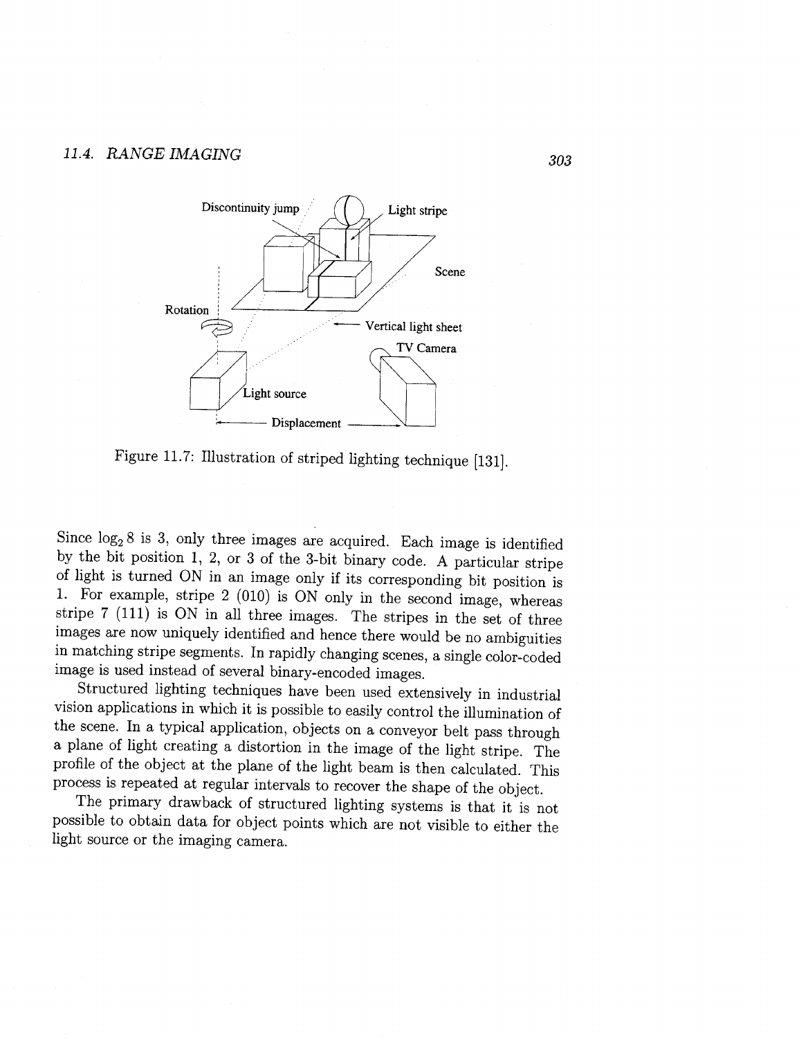Figure 11.7: Illustration of striped lighting technique [131].

Since $\log_2 8$ is 3, only three images are acquired. Each image is identified by the bit position 1, 2, or 3 of the 3-bit binary code. A particular stripe of light is turned ON in an image only if its corresponding bit position is 1. For example, stripe 2 (010) is ON only in the second image, whereas stripe 7 (111) is ON in all three images. The stripes in the set of three images are now uniquely identified and hence there would be no ambiguities in matching stripe segments. In rapidly changing scenes, a single color-coded image is used instead of several binary-encoded images.

Structured lighting techniques have been used extensively in industrial vision applications in which it is possible to easily control the illumination of the scene. In a typical application, objects on a conveyor belt pass through a plane of light creating a distortion in the image of the light stripe. The profile of the object at the plane of the light beam is then calculated. This process is repeated at regular intervals to recover the shape of the object.

The primary drawback of structured lighting systems is that it is not possible to obtain data for object points which are not visible to either the light source or the imaging camera.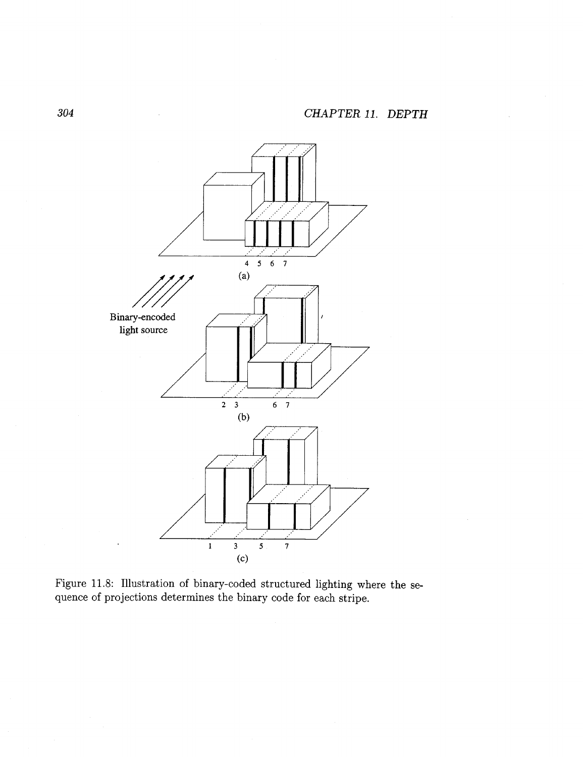Figure 11.8: Illustration of binary-coded structured lighting where the sequence of projections determines the binary code for each stripe.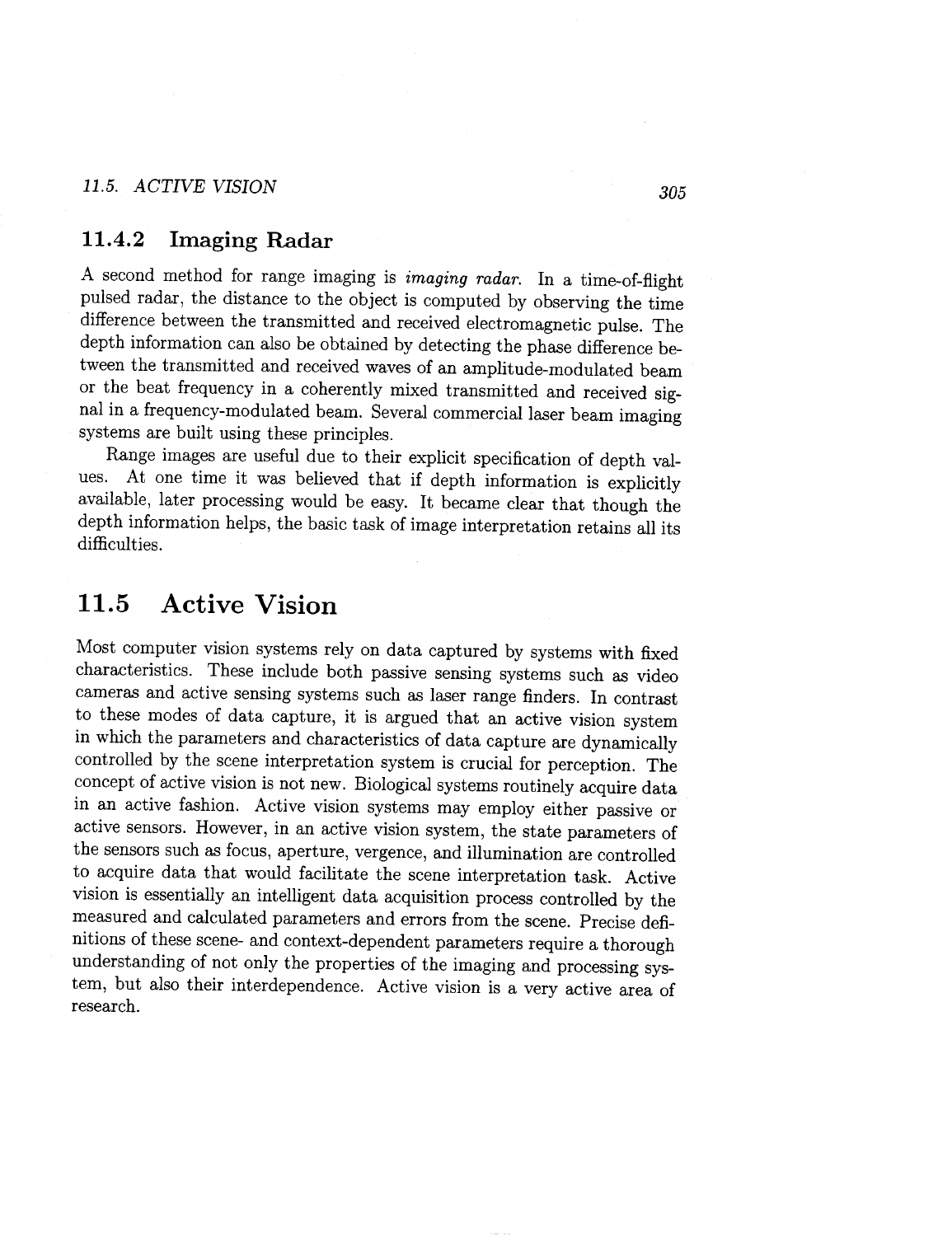### 11.4.2 Imaging Radar

A second method for range imaging is *imaging radar*. In a time-of-flight pulsed radar, the distance to the object is computed by observing the time difference between the transmitted and received electromagnetic pulse. The depth information can also be obtained by detecting the phase difference between the transmitted and received waves of an amplitude-modulated beam or the beat frequency in a coherently mixed transmitted and received signal in a frequency-modulated beam. Several commercial laser beam imaging systems are built using these principles.

Range images are useful due to their explicit specification of depth values. At one time it was believed that if depth information is explicitly available, later processing would be easy. It became clear that though the depth information helps, the basic task of image interpretation retains all its difficulties.

## 11.5 Active Vision

Most computer vision systems rely on data captured by systems with fixed characteristics. These include both passive sensing systems such as video cameras and active sensing systems such as laser range finders. In contrast to these modes of data capture, it is argued that an active vision system in which the parameters and characteristics of data capture are dynamically controlled by the scene interpretation system is crucial for perception. The concept of active vision is not new. Biological systems routinely acquire data in an active fashion. Active vision systems may employ either passive or active sensors. However, in an active vision system, the state parameters of the sensors such as focus, aperture, vergence, and illumination are controlled to acquire data that would facilitate the scene interpretation task. Active vision is essentially an intelligent data acquisition process controlled by the measured and calculated parameters and errors from the scene. Precise definitions of these scene- and context-dependent parameters require a thorough understanding of not only the properties of the imaging and processing system, but also their interdependence. Active vision is a very active area of research.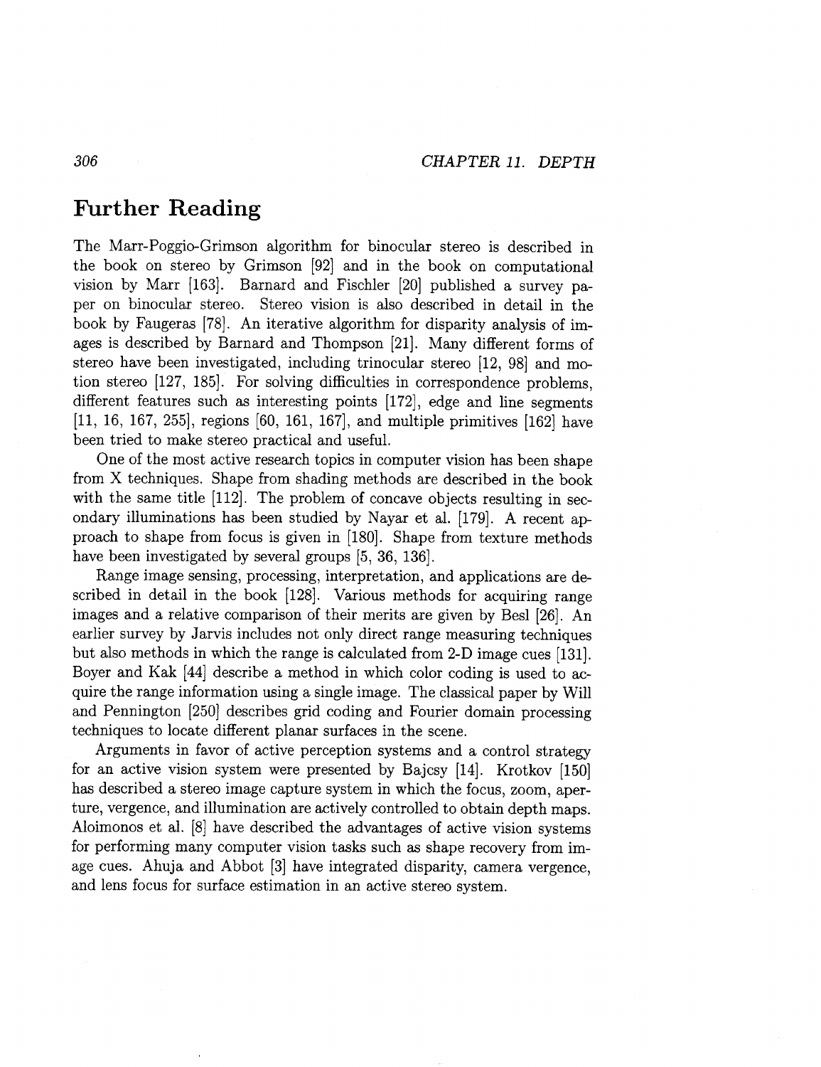## Further Reading

The Marr-Poggio-Grimson algorithm for binocular stereo is described in the book on stereo by Grimson [92] and in the book on computational vision by Marr [163]. Barnard and Fischler [20] published a survey paper on binocular stereo. Stereo vision is also described in detail in the book by Faugeras [78]. An iterative algorithm for disparity analysis of images is described by Barnard and Thompson [21]. Many different forms of stereo have been investigated, including trinocular stereo [12, 98] and motion stereo [127, 185]. For solving difficulties in correspondence problems, different features such as interesting points [172], edge and line segments [11, 16, 167, 255], regions [60, 161, 167], and multiple primitives [162] have been tried to make stereo practical and useful.

One of the most active research topics in computer vision has been shape from X techniques. Shape from shading methods are described in the book with the same title [112]. The problem of concave objects resulting in secondary illuminations has been studied by Nayar et al. [179]. A recent approach to shape from focus is given in [180]. Shape from texture methods have been investigated by several groups [5, 36, 136].

Range image sensing, processing, interpretation, and applications are described in detail in the book [128]. Various methods for acquiring range images and a relative comparison of their merits are given by Besl [26]. An earlier survey by Jarvis includes not only direct range measuring techniques but also methods in which the range is calculated from 2-D image cues [131]. Boyer and Kak [44] describe a method in which color coding is used to acquire the range information using a single image. The classical paper by Will and Pennington [250] describes grid coding and Fourier domain processing techniques to locate different planar surfaces in the scene.

Arguments in favor of active perception systems and a control strategy for an active vision system were presented by Bajcsy [14]. Krotkov [150] has described a stereo image capture system in which the focus, zoom, aperture, vergence, and illumination are actively controlled to obtain depth maps. Aloimonos et al. [8] have described the advantages of active vision systems for performing many computer vision tasks such as shape recovery from image cues. Ahuja and Abbot [3] have integrated disparity, camera vergence, and lens focus for surface estimation in an active stereo system.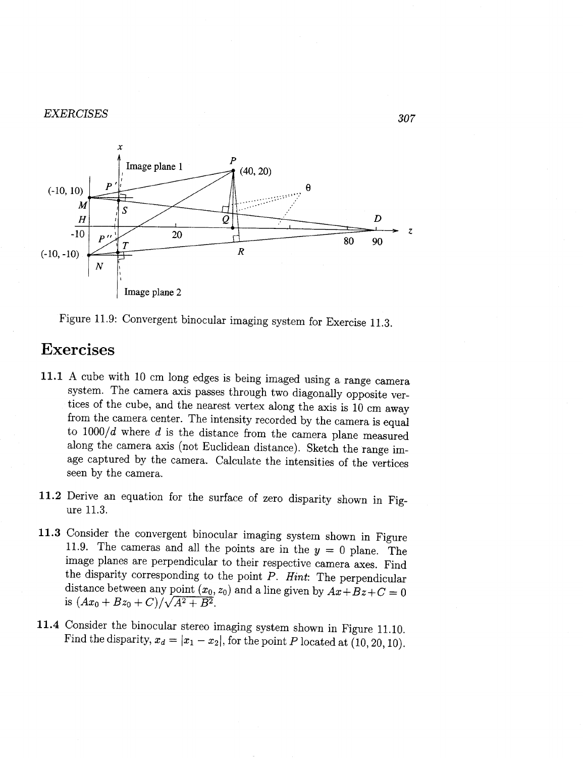Figure 11.9: Convergent binocular imaging system for Exercise 11.3.

# Exercises

**11.1** A cube with 10 cm long edges is being imaged using a range camera system. The camera axis passes through two diagonally opposite vertices of the cube, and the nearest vertex along the axis is 10 cm away from the camera center. The intensity recorded by the camera is equal to $1000/d$ where $d$ is the distance from the camera plane measured along the camera axis (not Euclidean distance). Sketch the range image captured by the camera. Calculate the intensities of the vertices seen by the camera.

**11.2** Derive an equation for the surface of zero disparity shown in Figure 11.3.

**11.3** Consider the convergent binocular imaging system shown in Figure 11.9. The cameras and all the points are in the $y = 0$ plane. The image planes are perpendicular to their respective camera axes. Find the disparity corresponding to the point $P$. *Hint*: The perpendicular distance between any point $(x_0, z_0)$ and a line given by $Ax + Bz + C = 0$ is $(Ax_0 + Bz_0 + C)/\sqrt{A^2 + B^2}$.

**11.4** Consider the binocular stereo imaging system shown in Figure 11.10. Find the disparity, $x_d = |x_1 - x_2|$, for the point $P$ located at $(10, 20, 10)$.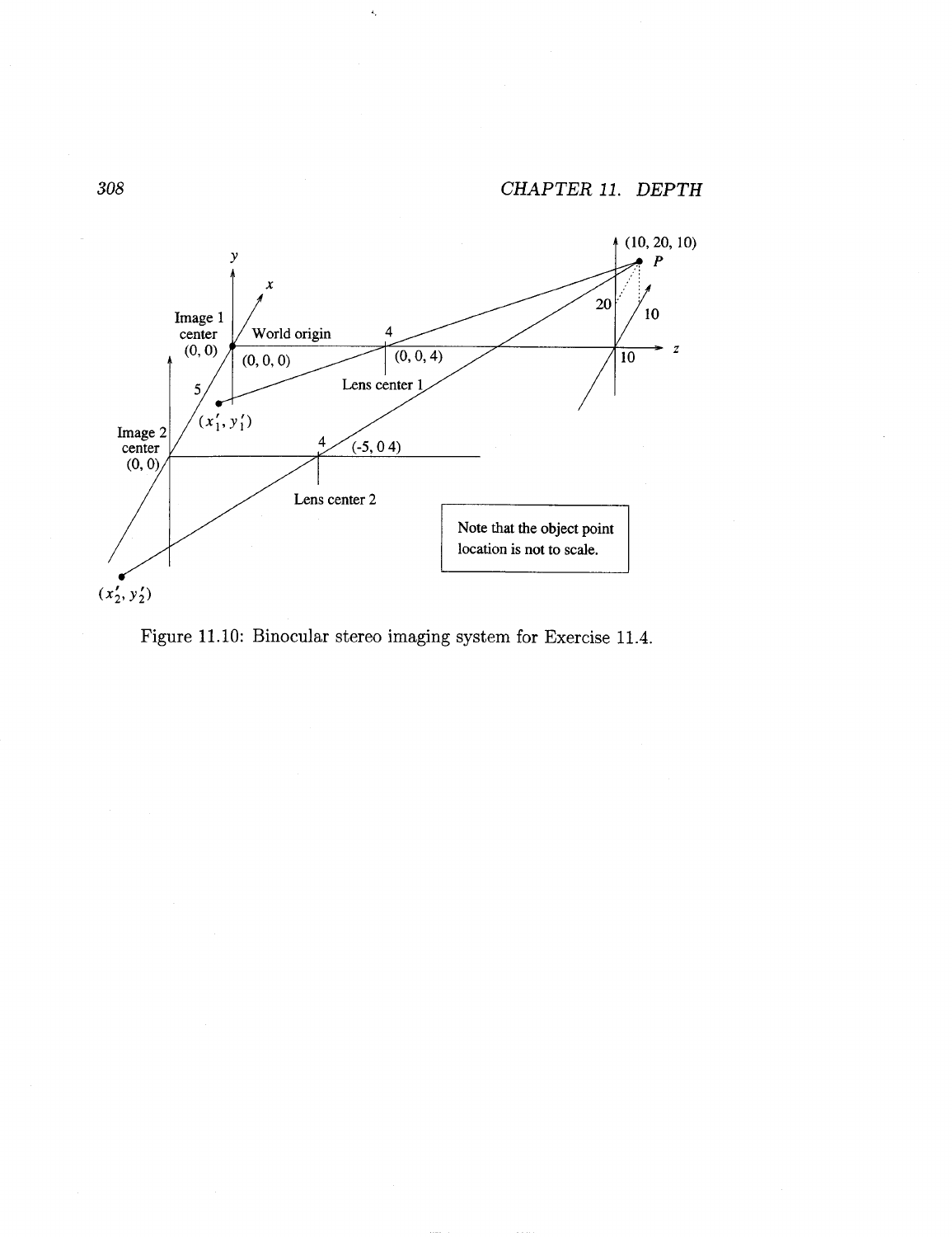(10, 20, 10)

$P$

$y$

$x$

Image 1 center (0, 0)

World origin

(0, 0, 0)

4

(0, 0, 4)

Lens center 1

20

10

10

$z$

5

$(x_1', y_1')$

Image 2 center (0, 0)

4

(-5, 0 4)

Lens center 2

Note that the object point location is not to scale.

$(x_2', y_2')$

Figure 11.10: Binocular stereo imaging system for Exercise 11.4.